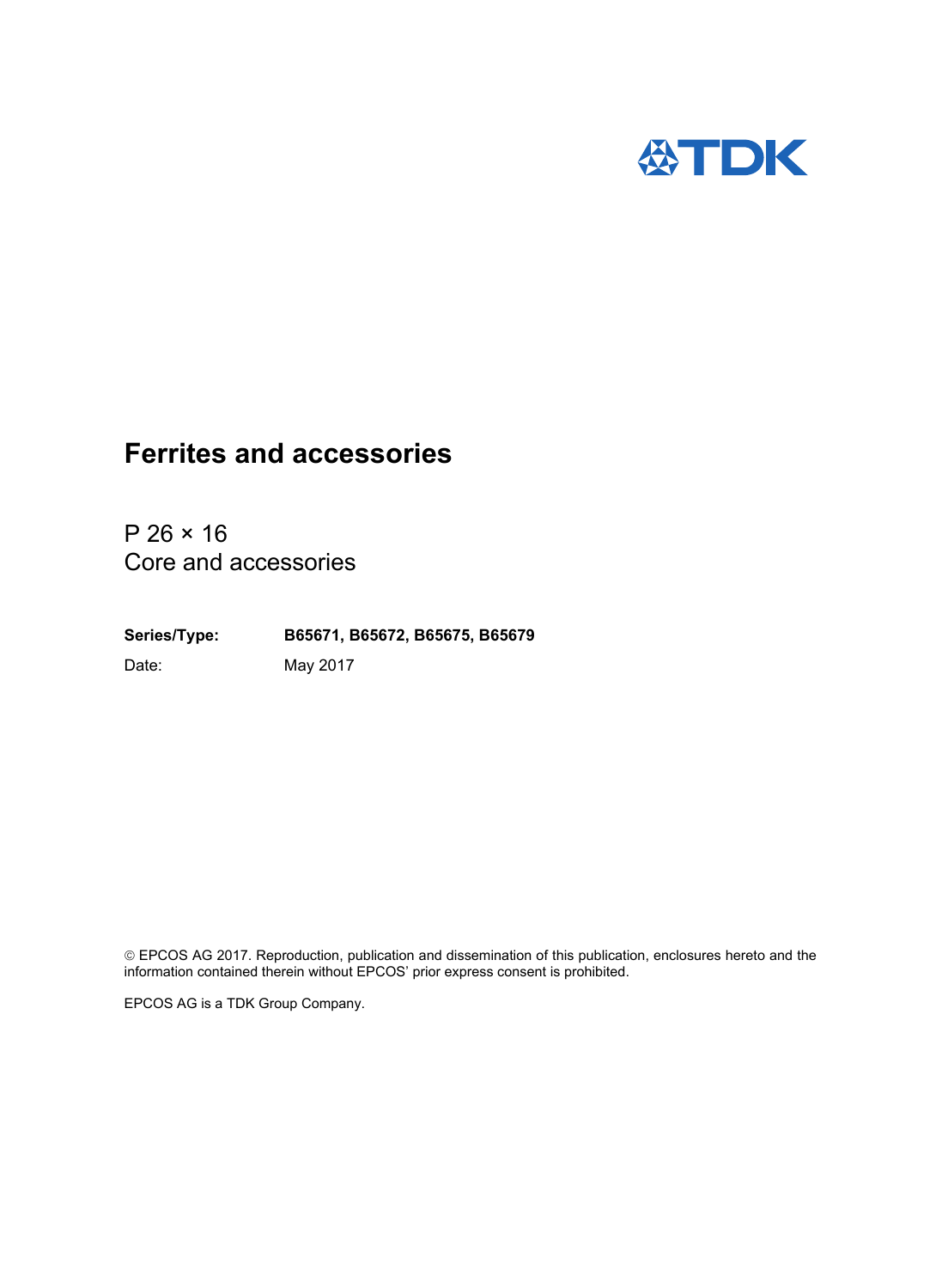# Ferrites and accessories

P 26 × 16
Core and accessories

**Series/Type:** **B65671, B65672, B65675, B65679**

Date: May 2017

© EPCOS AG 2017. Reproduction, publication and dissemination of this publication, enclosures hereto and the information contained therein without EPCOS' prior express consent is prohibited.

EPCOS AG is a TDK Group Company.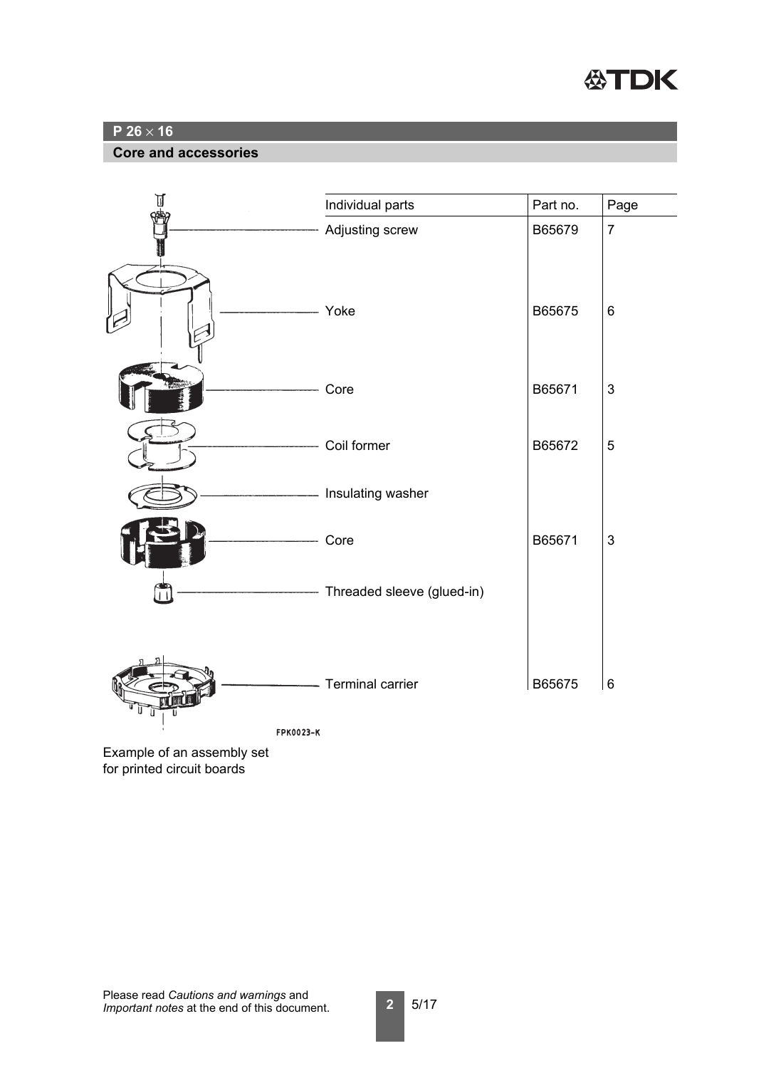## P 26 × 16

### Core and accessories

| Individual parts | Part no. | Page |
|---|---|---|
| Adjusting screw | B65679 | 7 |
| Yoke | B65675 | 6 |
| Core | B65671 | 3 |
| Coil former | B65672 | 5 |
| Insulating washer | | |
| Core | B65671 | 3 |
| Threaded sleeve (glued-in) | | |
| Terminal carrier | B65675 | 6 |

FPK0023-K

Example of an assembly set for printed circuit boards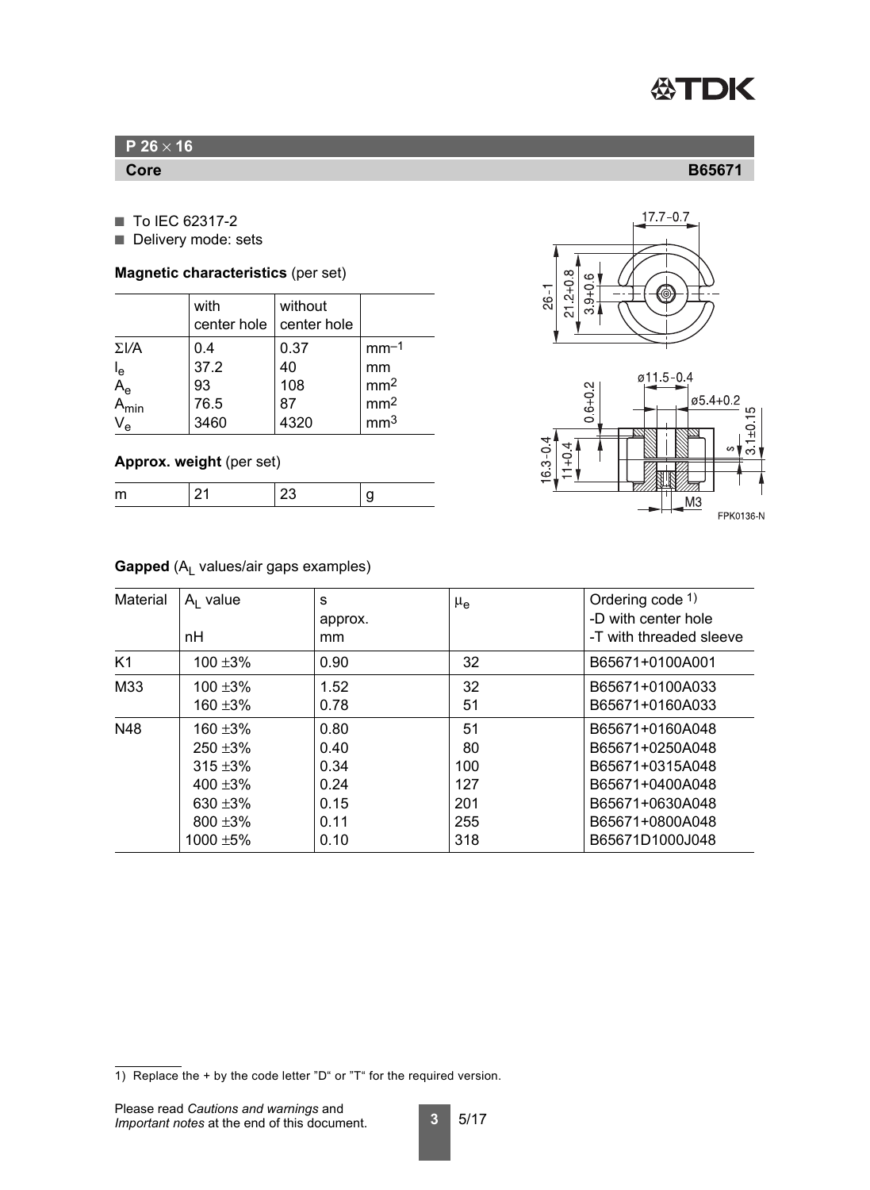## P 26 × 16

**Core** **B65671**

- To IEC 62317-2
- Delivery mode: sets

**Magnetic characteristics** (per set)

| | with center hole | without center hole | |
|---|---|---|---|
| $\Sigma l/A$ | 0.4 | 0.37 | $mm^{-1}$ |
| $l_e$ | 37.2 | 40 | mm |
| $A_e$ | 93 | 108 | $mm^2$ |
| $A_{min}$ | 76.5 | 87 | $mm^2$ |
| $V_e$ | 3460 | 4320 | $mm^3$ |

**Approx. weight** (per set)

| | | | |
|---|---|---|---|
| m | 21 | 23 | g |

**Gapped** ($A_L$ values/air gaps examples)

| Material | $A_L$ value nH | s approx. mm | $\mu_e$ | Ordering code 1) -D with center hole -T with threaded sleeve |
|---|---|---|---|---|
| K1 | 100 ±3% | 0.90 | 32 | B65671+0100A001 |
| M33 | 100 ±3% | 1.52 | 32 | B65671+0100A033 |
| | 160 ±3% | 0.78 | 51 | B65671+0160A033 |
| N48 | 160 ±3% | 0.80 | 51 | B65671+0160A048 |
| | 250 ±3% | 0.40 | 80 | B65671+0250A048 |
| | 315 ±3% | 0.34 | 100 | B65671+0315A048 |
| | 400 ±3% | 0.24 | 127 | B65671+0400A048 |
| | 630 ±3% | 0.15 | 201 | B65671+0630A048 |
| | 800 ±3% | 0.11 | 255 | B65671+0800A048 |
| | 1000 ±5% | 0.10 | 318 | B65671D1000J048 |

1) Replace the + by the code letter "D" or "T" for the required version.

Please read *Cautions and warnings* and *Important notes* at the end of this document.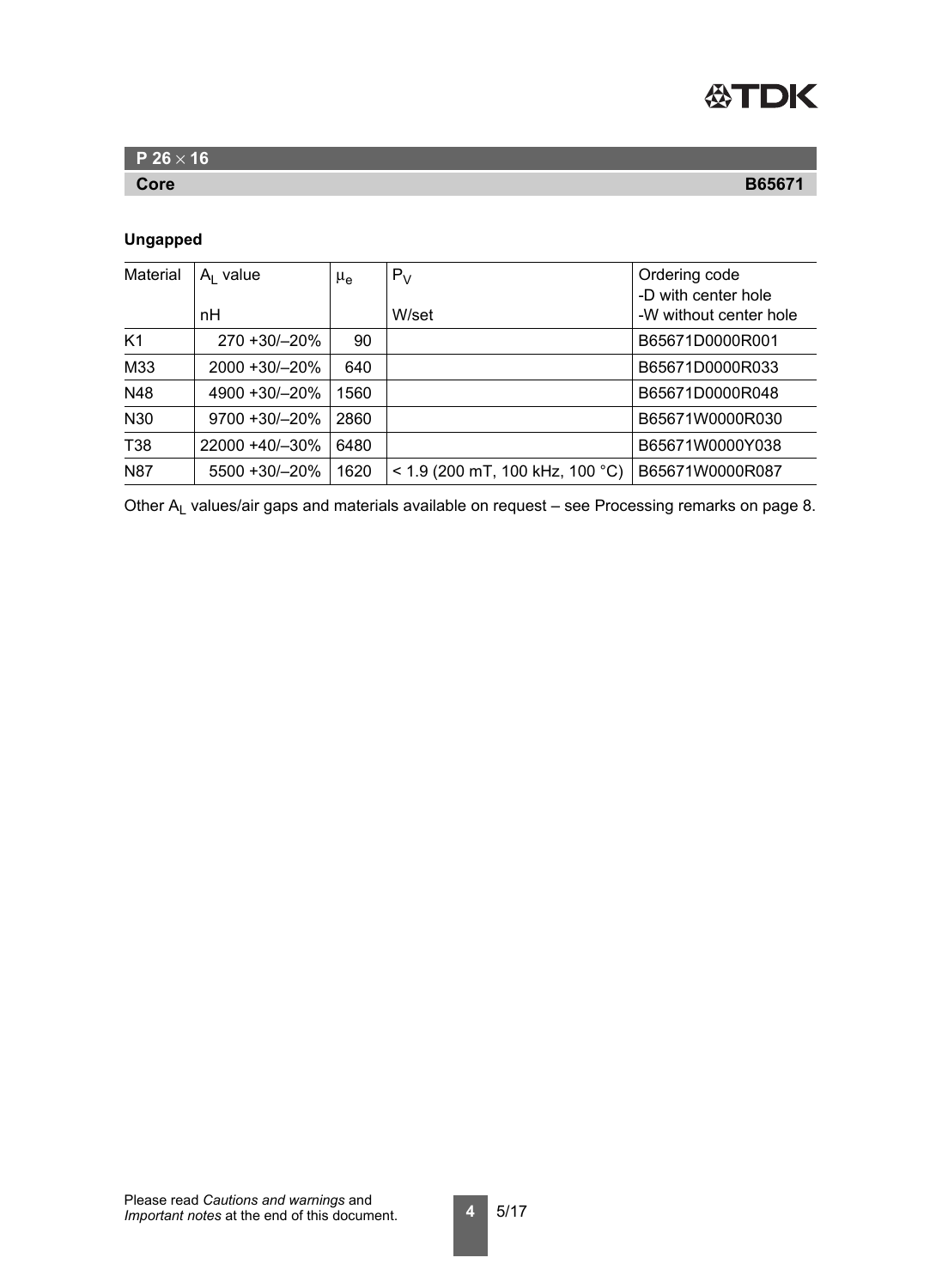## P 26 × 16

### Core B65671

**Ungapped**

| Material | $A_L$ value<br>nH | $\mu_e$ | $P_V$<br>W/set | Ordering code<br>-D with center hole<br>-W without center hole |
|---|---|---|---|---|
| K1 | 270 +30/–20% | 90 | | B65671D0000R001 |
| M33 | 2000 +30/–20% | 640 | | B65671D0000R033 |
| N48 | 4900 +30/–20% | 1560 | | B65671D0000R048 |
| N30 | 9700 +30/–20% | 2860 | | B65671W0000R030 |
| T38 | 22000 +40/–30% | 6480 | | B65671W0000Y038 |
| N87 | 5500 +30/–20% | 1620 | < 1.9 (200 mT, 100 kHz, 100 °C) | B65671W0000R087 |

Other $A_L$ values/air gaps and materials available on request – see Processing remarks on page 8.

Please read *Cautions and warnings* and *Important notes* at the end of this document.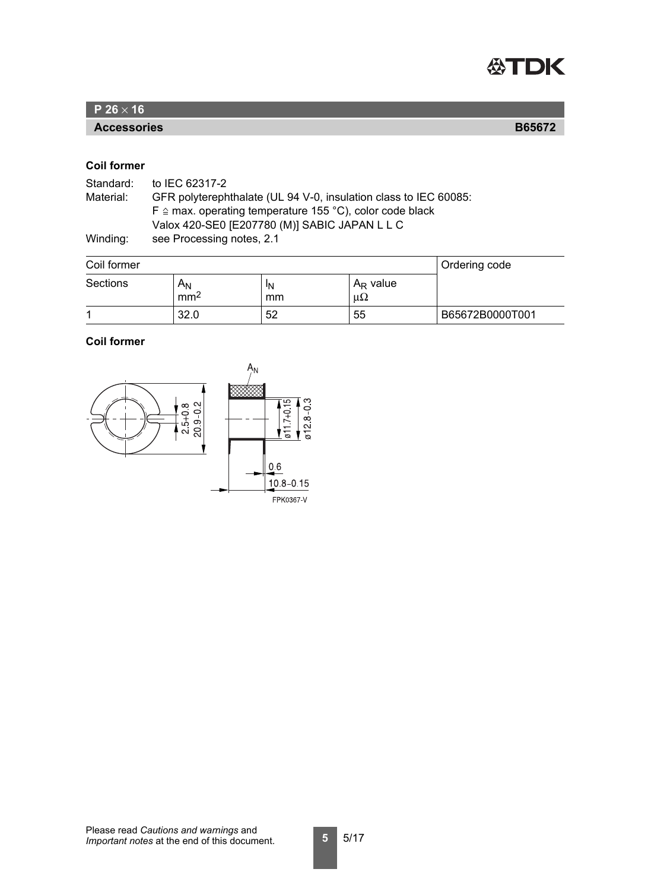## P 26 × 16

**Accessories** **B65672**

### Coil former

Standard: to IEC 62317-2
Material: GFR polyterephthalate (UL 94 V-0, insulation class to IEC 60085:
F ≙ max. operating temperature 155 °C), color code black
Valox 420-SE0 [E207780 (M)] SABIC JAPAN L L C
Winding: see Processing notes, 2.1

| Coil former | | | | Ordering code |
|---|---|---|---|---|
| Sections | $A_N$ mm$^2$ | $l_N$ mm | $A_R$ value μΩ | |
| 1 | 32.0 | 52 | 55 | B65672B0000T001 |

### Coil former

$A_N$

2.5+0.8

20.9−0.2

ø11.7+0.15

ø12.8−0.3

0.6

10.8−0.15

FPK0367-V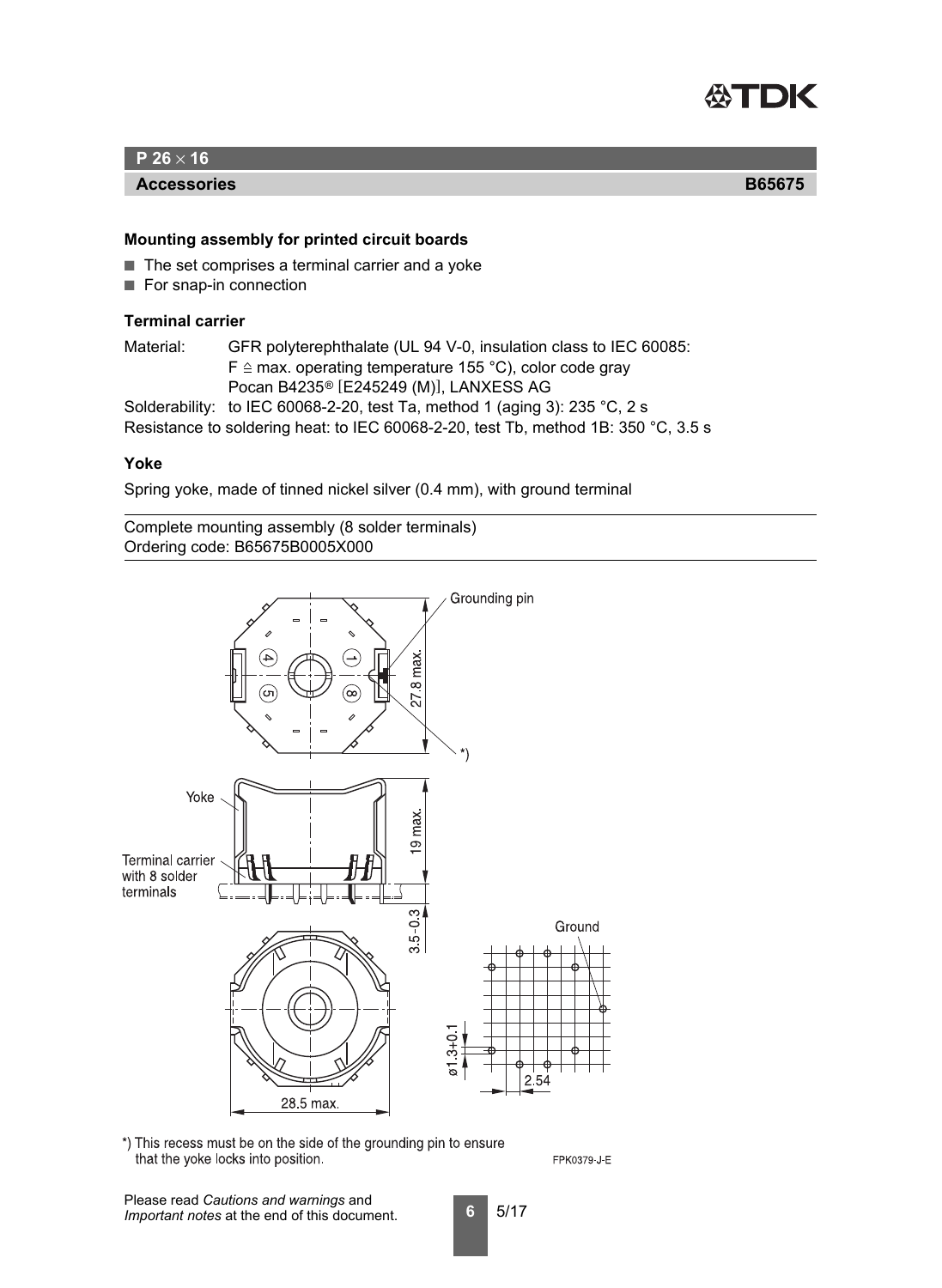## P 26 × 16

**Accessories** **B65675**

### Mounting assembly for printed circuit boards

- The set comprises a terminal carrier and a yoke
- For snap-in connection

### Terminal carrier

Material: GFR polyterephthalate (UL 94 V-0, insulation class to IEC 60085:
F ≙ max. operating temperature 155 °C), color code gray
Pocan B4235® [E245249 (M)], LANXESS AG

Solderability: to IEC 60068-2-20, test Ta, method 1 (aging 3): 235 °C, 2 s

Resistance to soldering heat: to IEC 60068-2-20, test Tb, method 1B: 350 °C, 3.5 s

### Yoke

Spring yoke, made of tinned nickel silver (0.4 mm), with ground terminal

Complete mounting assembly (8 solder terminals)
Ordering code: B65675B0005X000

Grounding pin

27.8 max.

Yoke

19 max.

Terminal carrier with 8 solder terminals

3.5–0.3

Ground

ø1.3+0.1

2.54

28.5 max.

*) This recess must be on the side of the grounding pin to ensure that the yoke locks into position.

FPK0379-J-E

Please read *Cautions and warnings* and *Important notes* at the end of this document.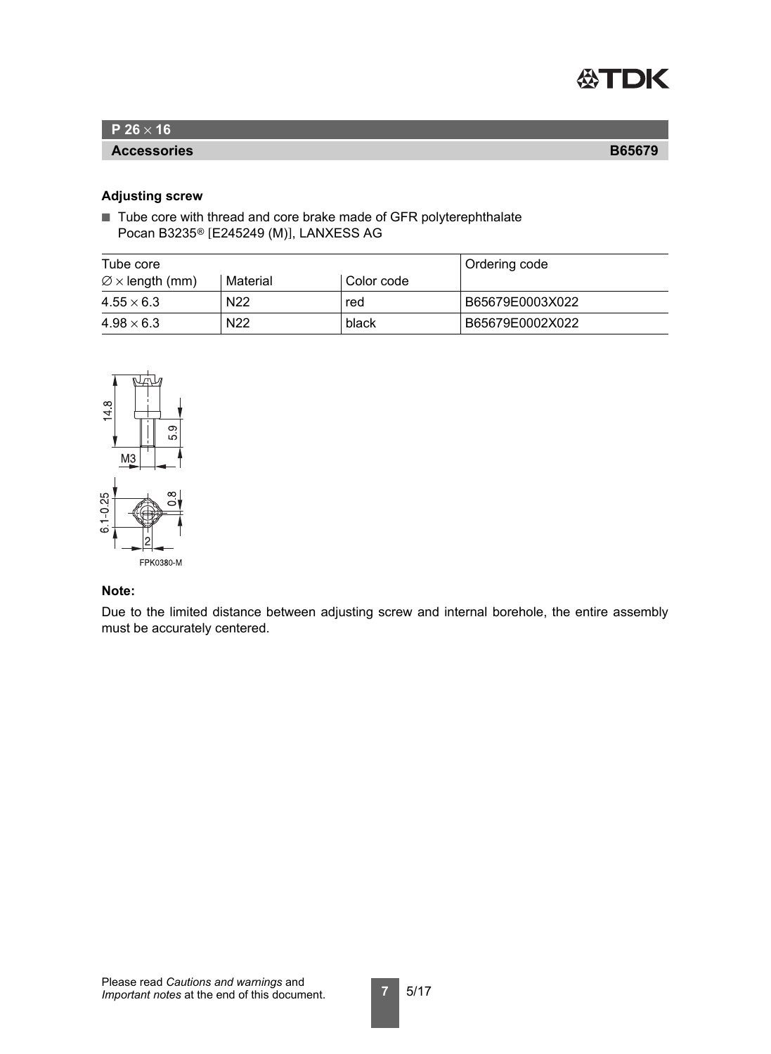## P 26 × 16

### Accessories — B65679

**Adjusting screw**

- Tube core with thread and core brake made of GFR polyterephthalate Pocan B3235® [E245249 (M)], LANXESS AG

| Tube core | | | Ordering code |
|---|---|---|---|
| ∅ × length (mm) | Material | Color code | |
| 4.55 × 6.3 | N22 | red | B65679E0003X022 |
| 4.98 × 6.3 | N22 | black | B65679E0002X022 |

FPK0380-M

**Note:**

Due to the limited distance between adjusting screw and internal borehole, the entire assembly must be accurately centered.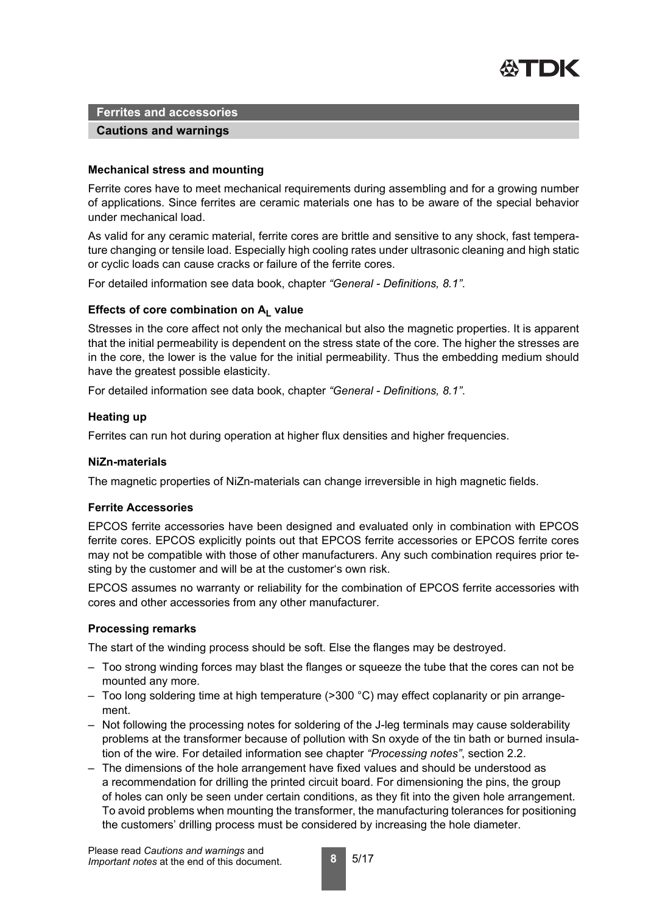## Ferrites and accessories

### Cautions and warnings

#### Mechanical stress and mounting

Ferrite cores have to meet mechanical requirements during assembling and for a growing number of applications. Since ferrites are ceramic materials one has to be aware of the special behavior under mechanical load.

As valid for any ceramic material, ferrite cores are brittle and sensitive to any shock, fast temperature changing or tensile load. Especially high cooling rates under ultrasonic cleaning and high static or cyclic loads can cause cracks or failure of the ferrite cores.

For detailed information see data book, chapter *"General - Definitions, 8.1"*.

#### Effects of core combination on $A_L$ value

Stresses in the core affect not only the mechanical but also the magnetic properties. It is apparent that the initial permeability is dependent on the stress state of the core. The higher the stresses are in the core, the lower is the value for the initial permeability. Thus the embedding medium should have the greatest possible elasticity.

For detailed information see data book, chapter *"General - Definitions, 8.1"*.

#### Heating up

Ferrites can run hot during operation at higher flux densities and higher frequencies.

#### NiZn-materials

The magnetic properties of NiZn-materials can change irreversible in high magnetic fields.

#### Ferrite Accessories

EPCOS ferrite accessories have been designed and evaluated only in combination with EPCOS ferrite cores. EPCOS explicitly points out that EPCOS ferrite accessories or EPCOS ferrite cores may not be compatible with those of other manufacturers. Any such combination requires prior testing by the customer and will be at the customer's own risk.

EPCOS assumes no warranty or reliability for the combination of EPCOS ferrite accessories with cores and other accessories from any other manufacturer.

#### Processing remarks

The start of the winding process should be soft. Else the flanges may be destroyed.

- Too strong winding forces may blast the flanges or squeeze the tube that the cores can not be mounted any more.
- Too long soldering time at high temperature (>300 °C) may effect coplanarity or pin arrangement.
- Not following the processing notes for soldering of the J-leg terminals may cause solderability problems at the transformer because of pollution with Sn oxyde of the tin bath or burned insulation of the wire. For detailed information see chapter *"Processing notes"*, section 2.2.
- The dimensions of the hole arrangement have fixed values and should be understood as a recommendation for drilling the printed circuit board. For dimensioning the pins, the group of holes can only be seen under certain conditions, as they fit into the given hole arrangement. To avoid problems when mounting the transformer, the manufacturing tolerances for positioning the customers' drilling process must be considered by increasing the hole diameter.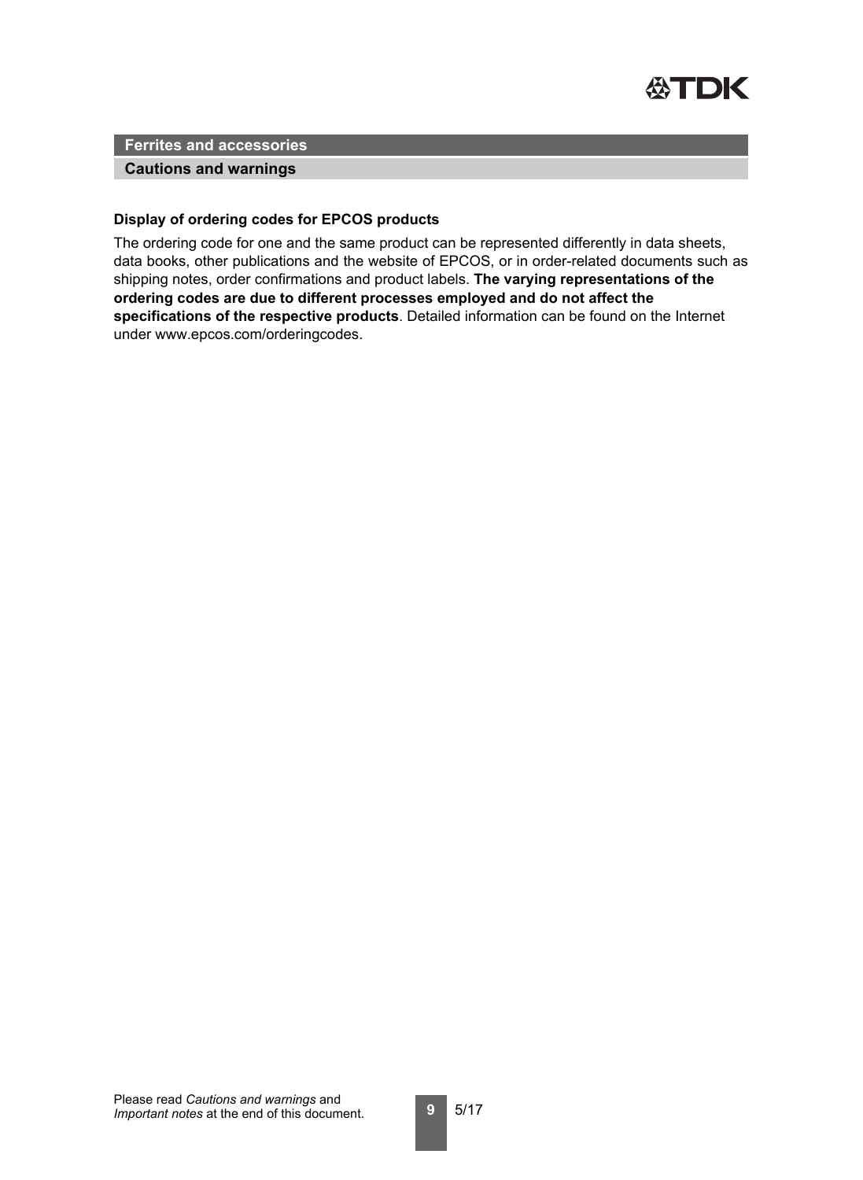## Ferrites and accessories

### Cautions and warnings

**Display of ordering codes for EPCOS products**

The ordering code for one and the same product can be represented differently in data sheets, data books, other publications and the website of EPCOS, or in order-related documents such as shipping notes, order confirmations and product labels. **The varying representations of the ordering codes are due to different processes employed and do not affect the specifications of the respective products**. Detailed information can be found on the Internet under www.epcos.com/orderingcodes.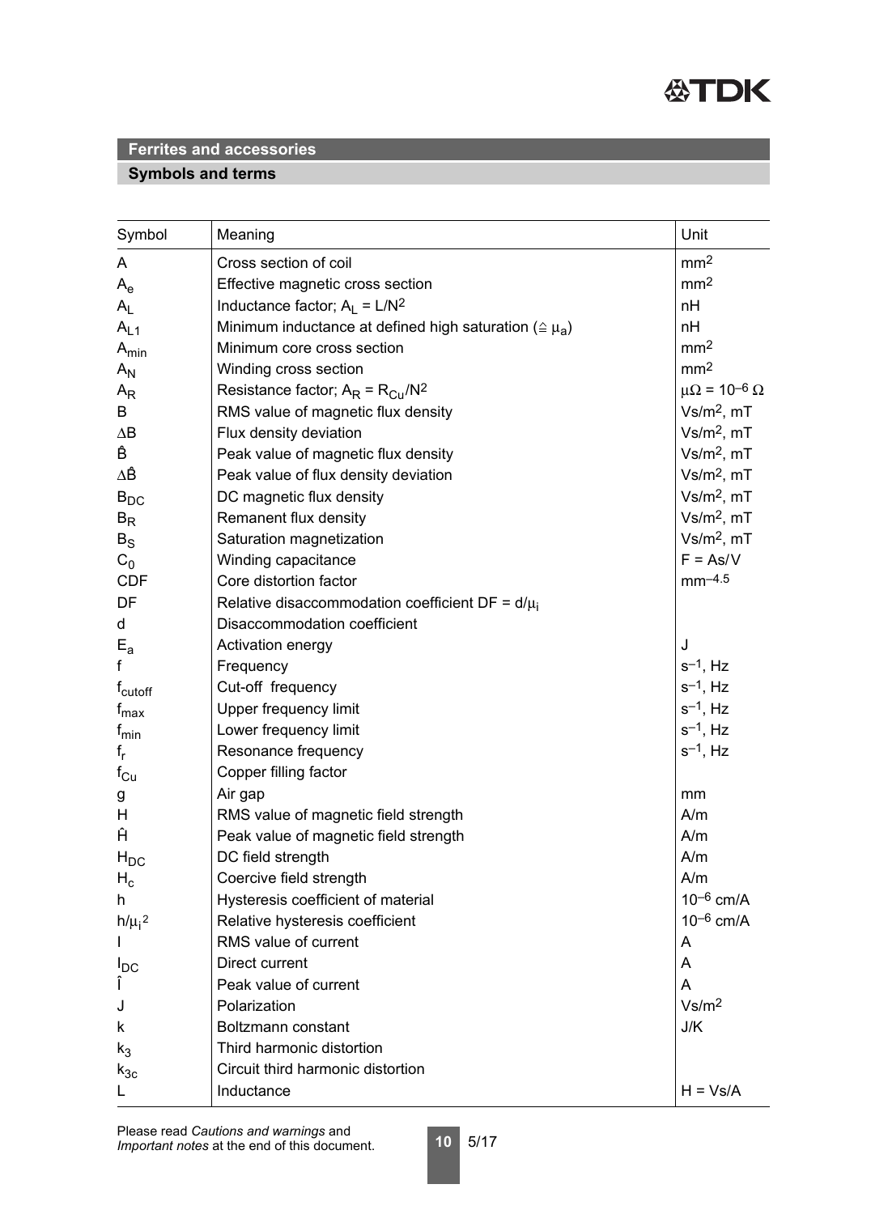## Ferrites and accessories

### Symbols and terms

| Symbol | Meaning | Unit |
|---|---|---|
| $A$ | Cross section of coil | $mm^2$ |
| $A_e$ | Effective magnetic cross section | $mm^2$ |
| $A_L$ | Inductance factor; $A_L = L/N^2$ | nH |
| $A_{L1}$ | Minimum inductance at defined high saturation ($\hat{=} \mu_a$) | nH |
| $A_{min}$ | Minimum core cross section | $mm^2$ |
| $A_N$ | Winding cross section | $mm^2$ |
| $A_R$ | Resistance factor; $A_R = R_{Cu}/N^2$ | $\mu\Omega = 10^{-6}\ \Omega$ |
| $B$ | RMS value of magnetic flux density | $Vs/m^2$, mT |
| $\Delta B$ | Flux density deviation | $Vs/m^2$, mT |
| $\hat{B}$ | Peak value of magnetic flux density | $Vs/m^2$, mT |
| $\Delta\hat{B}$ | Peak value of flux density deviation | $Vs/m^2$, mT |
| $B_{DC}$ | DC magnetic flux density | $Vs/m^2$, mT |
| $B_R$ | Remanent flux density | $Vs/m^2$, mT |
| $B_S$ | Saturation magnetization | $Vs/m^2$, mT |
| $C_0$ | Winding capacitance | F = As/V |
| CDF | Core distortion factor | $mm^{-4.5}$ |
| DF | Relative disaccommodation coefficient $DF = d/\mu_i$ | |
| $d$ | Disaccommodation coefficient | |
| $E_a$ | Activation energy | J |
| $f$ | Frequency | $s^{-1}$, Hz |
| $f_{cutoff}$ | Cut-off frequency | $s^{-1}$, Hz |
| $f_{max}$ | Upper frequency limit | $s^{-1}$, Hz |
| $f_{min}$ | Lower frequency limit | $s^{-1}$, Hz |
| $f_r$ | Resonance frequency | $s^{-1}$, Hz |
| $f_{Cu}$ | Copper filling factor | |
| $g$ | Air gap | mm |
| $H$ | RMS value of magnetic field strength | A/m |
| $\hat{H}$ | Peak value of magnetic field strength | A/m |
| $H_{DC}$ | DC field strength | A/m |
| $H_c$ | Coercive field strength | A/m |
| $h$ | Hysteresis coefficient of material | $10^{-6}$ cm/A |
| $h/\mu_i^2$ | Relative hysteresis coefficient | $10^{-6}$ cm/A |
| $I$ | RMS value of current | A |
| $I_{DC}$ | Direct current | A |
| $\hat{I}$ | Peak value of current | A |
| $J$ | Polarization | $Vs/m^2$ |
| $k$ | Boltzmann constant | J/K |
| $k_3$ | Third harmonic distortion | |
| $k_{3c}$ | Circuit third harmonic distortion | |
| $L$ | Inductance | H = Vs/A |

Please read *Cautions and warnings* and *Important notes* at the end of this document.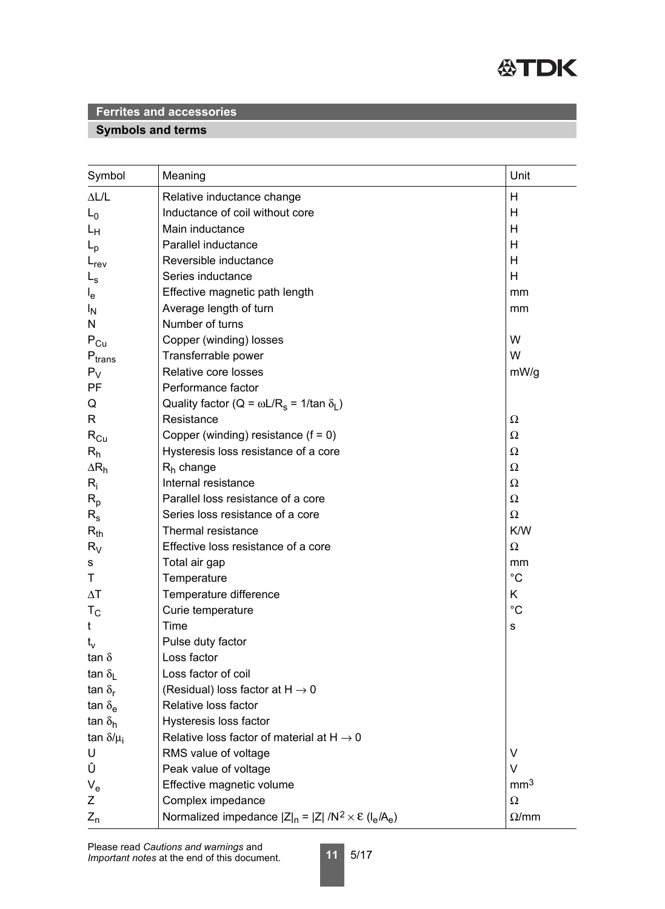## Ferrites and accessories

### Symbols and terms

| Symbol | Meaning | Unit |
|---|---|---|
| $\Delta L/L$ | Relative inductance change | H |
| $L_0$ | Inductance of coil without core | H |
| $L_H$ | Main inductance | H |
| $L_p$ | Parallel inductance | H |
| $L_{rev}$ | Reversible inductance | H |
| $L_s$ | Series inductance | H |
| $l_e$ | Effective magnetic path length | mm |
| $l_N$ | Average length of turn | mm |
| N | Number of turns | |
| $P_{Cu}$ | Copper (winding) losses | W |
| $P_{trans}$ | Transferrable power | W |
| $P_V$ | Relative core losses | mW/g |
| PF | Performance factor | |
| Q | Quality factor ($Q = \omega L/R_s = 1/\tan \delta_L$) | |
| R | Resistance | $\Omega$ |
| $R_{Cu}$ | Copper (winding) resistance (f = 0) | $\Omega$ |
| $R_h$ | Hysteresis loss resistance of a core | $\Omega$ |
| $\Delta R_h$ | $R_h$ change | $\Omega$ |
| $R_i$ | Internal resistance | $\Omega$ |
| $R_p$ | Parallel loss resistance of a core | $\Omega$ |
| $R_s$ | Series loss resistance of a core | $\Omega$ |
| $R_{th}$ | Thermal resistance | K/W |
| $R_V$ | Effective loss resistance of a core | $\Omega$ |
| s | Total air gap | mm |
| T | Temperature | °C |
| $\Delta T$ | Temperature difference | K |
| $T_C$ | Curie temperature | °C |
| t | Time | s |
| $t_v$ | Pulse duty factor | |
| $\tan \delta$ | Loss factor | |
| $\tan \delta_L$ | Loss factor of coil | |
| $\tan \delta_r$ | (Residual) loss factor at $H \rightarrow 0$ | |
| $\tan \delta_e$ | Relative loss factor | |
| $\tan \delta_h$ | Hysteresis loss factor | |
| $\tan \delta/\mu_i$ | Relative loss factor of material at $H \rightarrow 0$ | |
| U | RMS value of voltage | V |
| Û | Peak value of voltage | V |
| $V_e$ | Effective magnetic volume | $mm^3$ |
| Z | Complex impedance | $\Omega$ |
| $Z_n$ | Normalized impedance $\lvert Z \rvert_n = \lvert Z \rvert / N^2 \times \Sigma (l_e/A_e)$ | $\Omega$/mm |

Please read *Cautions and warnings* and *Important notes* at the end of this document.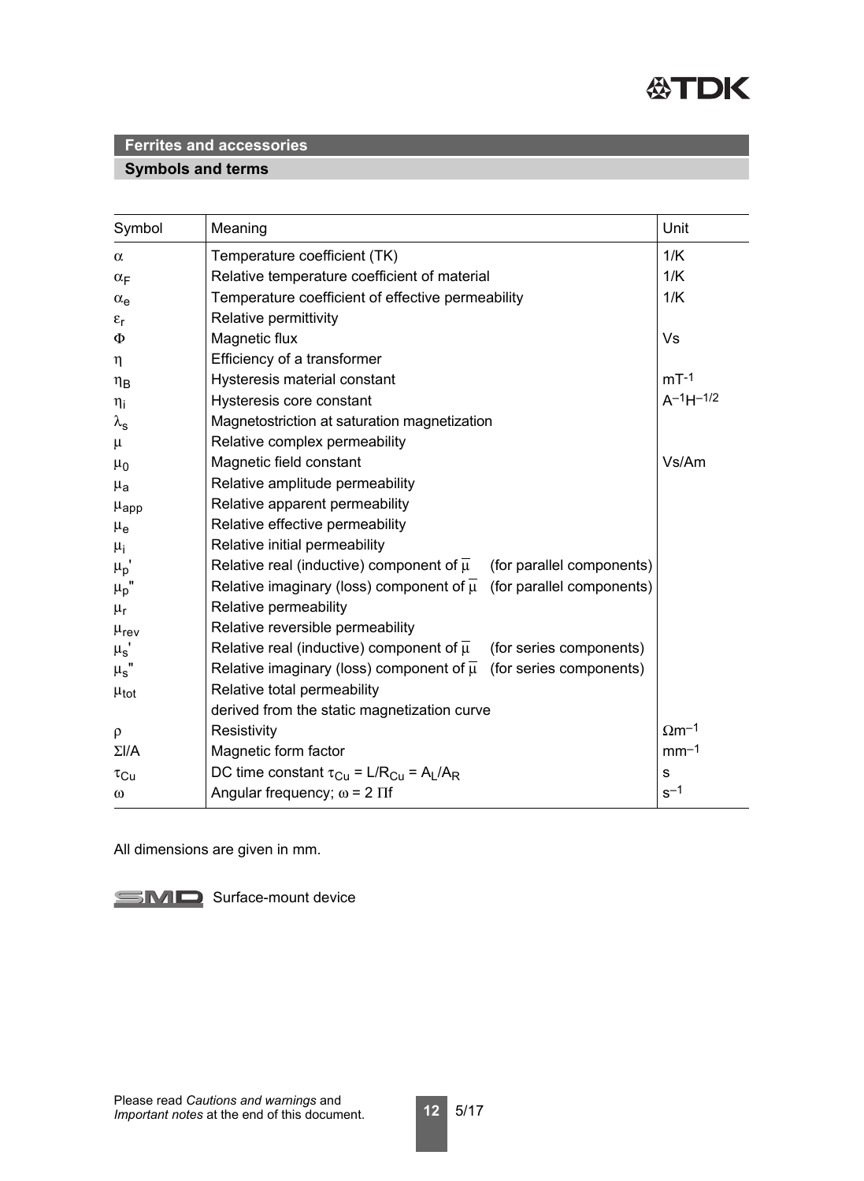## Ferrites and accessories

### Symbols and terms

| Symbol | Meaning | Unit |
|---|---|---|
| $\alpha$ | Temperature coefficient (TK) | 1/K |
| $\alpha_F$ | Relative temperature coefficient of material | 1/K |
| $\alpha_e$ | Temperature coefficient of effective permeability | 1/K |
| $\varepsilon_r$ | Relative permittivity | |
| $\Phi$ | Magnetic flux | Vs |
| $\eta$ | Efficiency of a transformer | |
| $\eta_B$ | Hysteresis material constant | $mT^{-1}$ |
| $\eta_i$ | Hysteresis core constant | $A^{-1}H^{-1/2}$ |
| $\lambda_s$ | Magnetostriction at saturation magnetization | |
| $\mu$ | Relative complex permeability | |
| $\mu_0$ | Magnetic field constant | Vs/Am |
| $\mu_a$ | Relative amplitude permeability | |
| $\mu_{app}$ | Relative apparent permeability | |
| $\mu_e$ | Relative effective permeability | |
| $\mu_i$ | Relative initial permeability | |
| $\mu_p'$ | Relative real (inductive) component of $\overline{\mu}$ (for parallel components) | |
| $\mu_p''$ | Relative imaginary (loss) component of $\overline{\mu}$ (for parallel components) | |
| $\mu_r$ | Relative permeability | |
| $\mu_{rev}$ | Relative reversible permeability | |
| $\mu_s'$ | Relative real (inductive) component of $\overline{\mu}$ (for series components) | |
| $\mu_s''$ | Relative imaginary (loss) component of $\overline{\mu}$ (for series components) | |
| $\mu_{tot}$ | Relative total permeability derived from the static magnetization curve | |
| $\rho$ | Resistivity | $\Omega m^{-1}$ |
| $\Sigma l/A$ | Magnetic form factor | $mm^{-1}$ |
| $\tau_{Cu}$ | DC time constant $\tau_{Cu} = L/R_{Cu} = A_L/A_R$ | s |
| $\omega$ | Angular frequency; $\omega = 2 \Pi f$ | $s^{-1}$ |

All dimensions are given in mm.

SMD Surface-mount device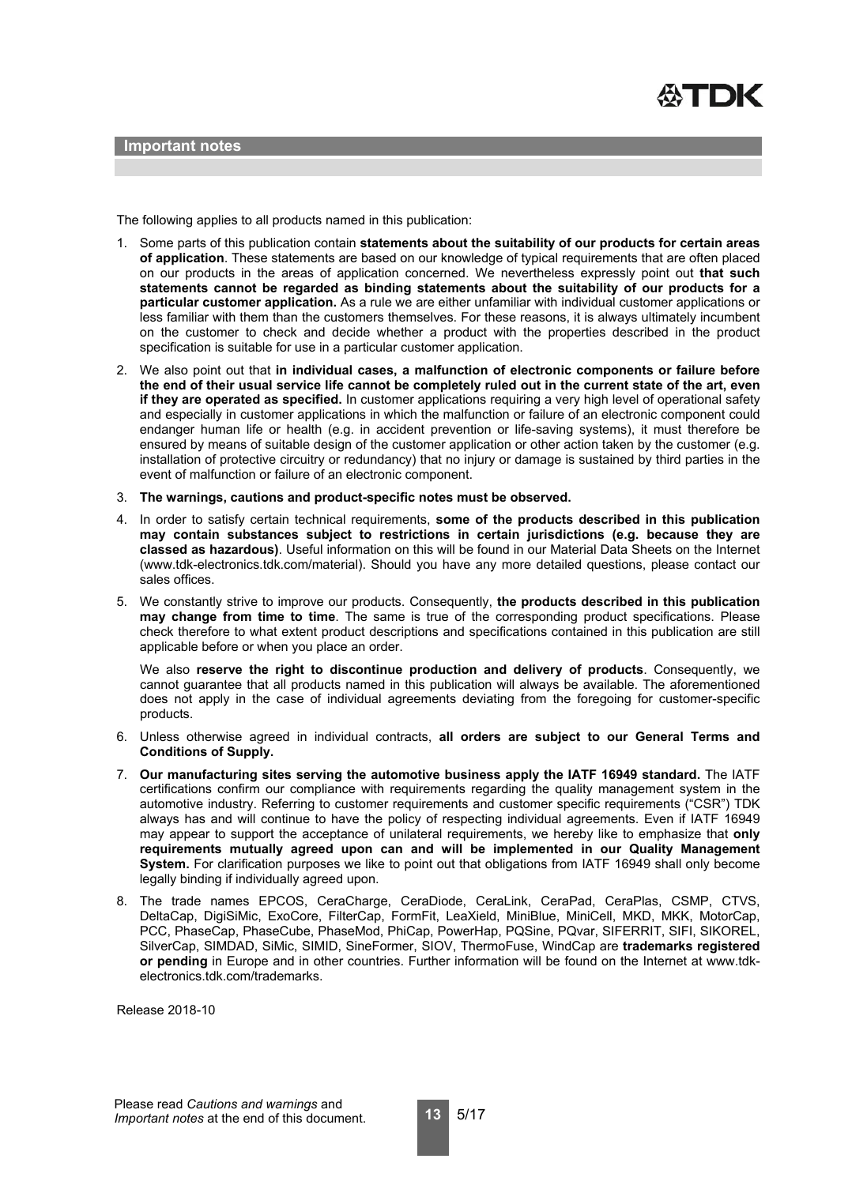## Important notes

The following applies to all products named in this publication:

1. Some parts of this publication contain **statements about the suitability of our products for certain areas of application**. These statements are based on our knowledge of typical requirements that are often placed on our products in the areas of application concerned. We nevertheless expressly point out **that such statements cannot be regarded as binding statements about the suitability of our products for a particular customer application.** As a rule we are either unfamiliar with individual customer applications or less familiar with them than the customers themselves. For these reasons, it is always ultimately incumbent on the customer to check and decide whether a product with the properties described in the product specification is suitable for use in a particular customer application.
2. We also point out that **in individual cases, a malfunction of electronic components or failure before the end of their usual service life cannot be completely ruled out in the current state of the art, even if they are operated as specified.** In customer applications requiring a very high level of operational safety and especially in customer applications in which the malfunction or failure of an electronic component could endanger human life or health (e.g. in accident prevention or life-saving systems), it must therefore be ensured by means of suitable design of the customer application or other action taken by the customer (e.g. installation of protective circuitry or redundancy) that no injury or damage is sustained by third parties in the event of malfunction or failure of an electronic component.
3. **The warnings, cautions and product-specific notes must be observed.**
4. In order to satisfy certain technical requirements, **some of the products described in this publication may contain substances subject to restrictions in certain jurisdictions (e.g. because they are classed as hazardous)**. Useful information on this will be found in our Material Data Sheets on the Internet (www.tdk-electronics.tdk.com/material). Should you have any more detailed questions, please contact our sales offices.
5. We constantly strive to improve our products. Consequently, **the products described in this publication may change from time to time**. The same is true of the corresponding product specifications. Please check therefore to what extent product descriptions and specifications contained in this publication are still applicable before or when you place an order.

   We also **reserve the right to discontinue production and delivery of products**. Consequently, we cannot guarantee that all products named in this publication will always be available. The aforementioned does not apply in the case of individual agreements deviating from the foregoing for customer-specific products.
6. Unless otherwise agreed in individual contracts, **all orders are subject to our General Terms and Conditions of Supply.**
7. **Our manufacturing sites serving the automotive business apply the IATF 16949 standard.** The IATF certifications confirm our compliance with requirements regarding the quality management system in the automotive industry. Referring to customer requirements and customer specific requirements ("CSR") TDK always has and will continue to have the policy of respecting individual agreements. Even if IATF 16949 may appear to support the acceptance of unilateral requirements, we hereby like to emphasize that **only requirements mutually agreed upon can and will be implemented in our Quality Management System.** For clarification purposes we like to point out that obligations from IATF 16949 shall only become legally binding if individually agreed upon.
8. The trade names EPCOS, CeraCharge, CeraDiode, CeraLink, CeraPad, CeraPlas, CSMP, CTVS, DeltaCap, DigiSiMic, ExoCore, FilterCap, FormFit, LeaXield, MiniBlue, MiniCell, MKD, MKK, MotorCap, PCC, PhaseCap, PhaseCube, PhaseMod, PhiCap, PowerHap, PQSine, PQvar, SIFERRIT, SIFI, SIKOREL, SilverCap, SIMDAD, SiMic, SIMID, SineFormer, SIOV, ThermoFuse, WindCap are **trademarks registered or pending** in Europe and in other countries. Further information will be found on the Internet at www.tdk-electronics.tdk.com/trademarks.

Release 2018-10